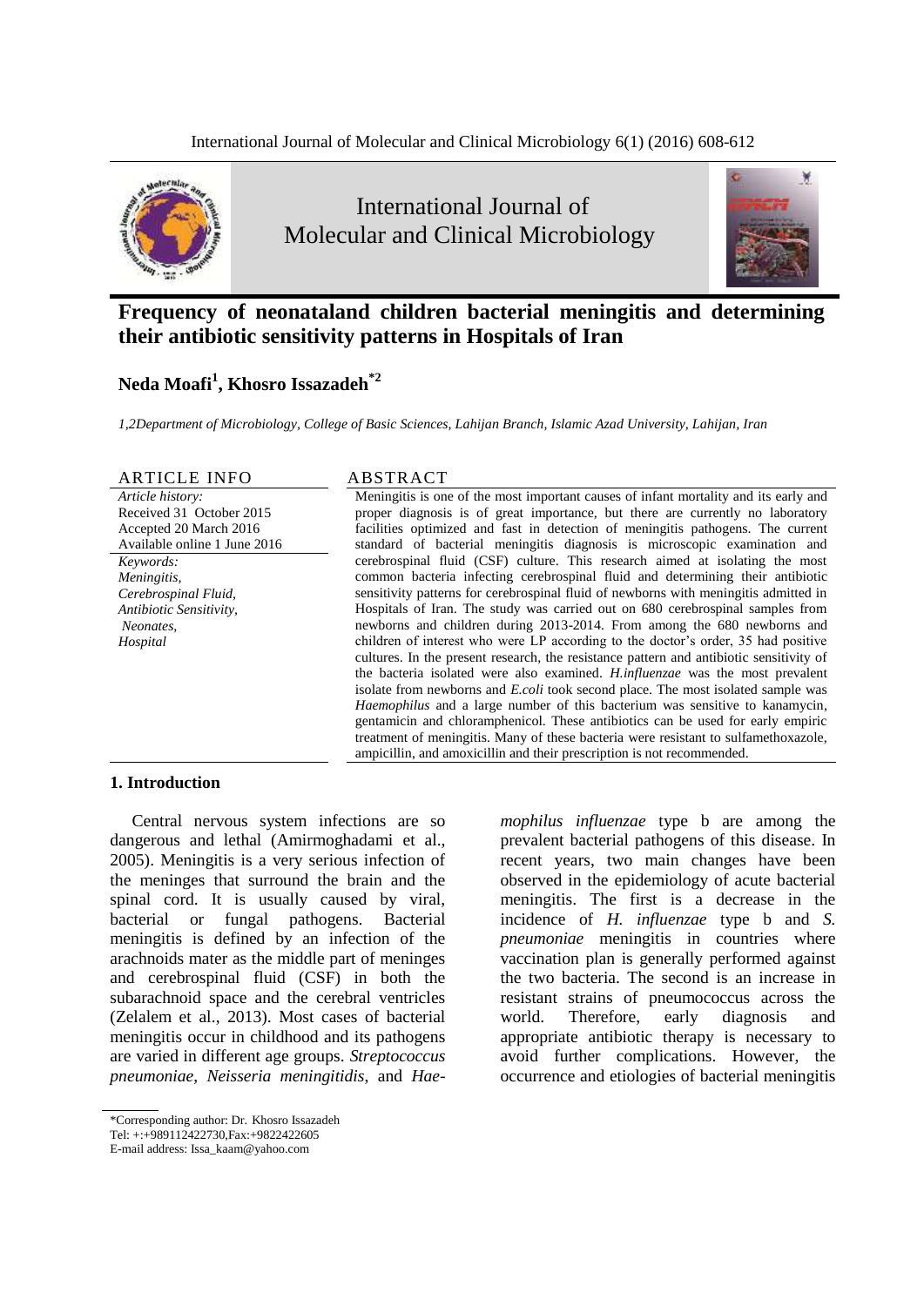# Frequency of neonataland children bacterial meningitis and determining their antibiotic sensitivity patterns in Hospitals of Iran

**Neda Moafi[1], Khosro Issazadeh[*2]**

*1,2Department of Microbiology, College of Basic Sciences, Lahijan Branch, Islamic Azad University, Lahijan, Iran*

## ARTICLE INFO

*Article history:*
Received 31 October 2015
Accepted 20 March 2016
Available online 1 June 2016

*Keywords:*
*Meningitis,*
*Cerebrospinal Fluid,*
*Antibiotic Sensitivity,*
*Neonates,*
*Hospital*

## ABSTRACT

Meningitis is one of the most important causes of infant mortality and its early and proper diagnosis is of great importance, but there are currently no laboratory facilities optimized and fast in detection of meningitis pathogens. The current standard of bacterial meningitis diagnosis is microscopic examination and cerebrospinal fluid (CSF) culture. This research aimed at isolating the most common bacteria infecting cerebrospinal fluid and determining their antibiotic sensitivity patterns for cerebrospinal fluid of newborns with meningitis admitted in Hospitals of Iran. The study was carried out on 680 cerebrospinal samples from newborns and children during 2013-2014. From among the 680 newborns and children of interest who were LP according to the doctor's order, 35 had positive cultures. In the present research, the resistance pattern and antibiotic sensitivity of the bacteria isolated were also examined. *H.influenzae* was the most prevalent isolate from newborns and *E.coli* took second place. The most isolated sample was *Haemophilus* and a large number of this bacterium was sensitive to kanamycin, gentamicin and chloramphenicol. These antibiotics can be used for early empiric treatment of meningitis. Many of these bacteria were resistant to sulfamethoxazole, ampicillin, and amoxicillin and their prescription is not recommended.

## 1. Introduction

Central nervous system infections are so dangerous and lethal (Amirmoghadami et al., 2005). Meningitis is a very serious infection of the meninges that surround the brain and the spinal cord. It is usually caused by viral, bacterial or fungal pathogens. Bacterial meningitis is defined by an infection of the arachnoids mater as the middle part of meninges and cerebrospinal fluid (CSF) in both the subarachnoid space and the cerebral ventricles (Zelalem et al., 2013). Most cases of bacterial meningitis occur in childhood and its pathogens are varied in different age groups. *Streptococcus pneumoniae*, *Neisseria meningitidis*, and *Haemophilus influenzae* type b are among the prevalent bacterial pathogens of this disease. In recent years, two main changes have been observed in the epidemiology of acute bacterial meningitis. The first is a decrease in the incidence of *H. influenzae* type b and *S. pneumoniae* meningitis in countries where vaccination plan is generally performed against the two bacteria. The second is an increase in resistant strains of pneumococcus across the world. Therefore, early diagnosis and appropriate antibiotic therapy is necessary to avoid further complications. However, the occurrence and etiologies of bacterial meningitis

*Corresponding author: Dr. Khosro Issazadeh
Tel: +:+989112422730,Fax:+9822422605
E-mail address: Issa_kaam@yahoo.com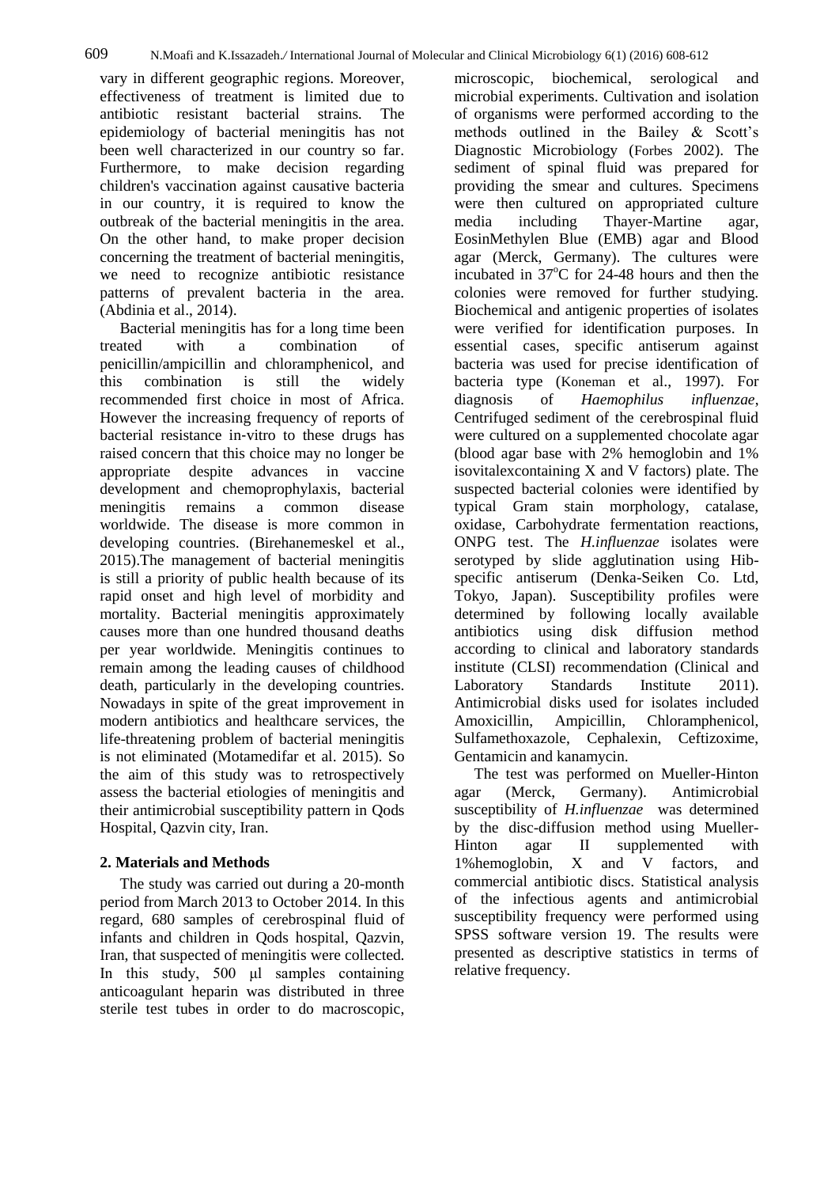vary in different geographic regions. Moreover, effectiveness of treatment is limited due to antibiotic resistant bacterial strains. The epidemiology of bacterial meningitis has not been well characterized in our country so far. Furthermore, to make decision regarding children's vaccination against causative bacteria in our country, it is required to know the outbreak of the bacterial meningitis in the area. On the other hand, to make proper decision concerning the treatment of bacterial meningitis, we need to recognize antibiotic resistance patterns of prevalent bacteria in the area. (Abdinia et al., 2014).

Bacterial meningitis has for a long time been treated with a combination of penicillin/ampicillin and chloramphenicol, and this combination is still the widely recommended first choice in most of Africa. However the increasing frequency of reports of bacterial resistance in-vitro to these drugs has raised concern that this choice may no longer be appropriate despite advances in vaccine development and chemoprophylaxis, bacterial meningitis remains a common disease worldwide. The disease is more common in developing countries. (Birehanemeskel et al., 2015).The management of bacterial meningitis is still a priority of public health because of its rapid onset and high level of morbidity and mortality. Bacterial meningitis approximately causes more than one hundred thousand deaths per year worldwide. Meningitis continues to remain among the leading causes of childhood death, particularly in the developing countries. Nowadays in spite of the great improvement in modern antibiotics and healthcare services, the life-threatening problem of bacterial meningitis is not eliminated (Motamedifar et al. 2015). So the aim of this study was to retrospectively assess the bacterial etiologies of meningitis and their antimicrobial susceptibility pattern in Qods Hospital, Qazvin city, Iran.

## 2. Materials and Methods

The study was carried out during a 20-month period from March 2013 to October 2014. In this regard, 680 samples of cerebrospinal fluid of infants and children in Qods hospital, Qazvin, Iran, that suspected of meningitis were collected. In this study, 500 μl samples containing anticoagulant heparin was distributed in three sterile test tubes in order to do macroscopic, microscopic, biochemical, serological and microbial experiments. Cultivation and isolation of organisms were performed according to the methods outlined in the Bailey & Scott's Diagnostic Microbiology (Forbes 2002). The sediment of spinal fluid was prepared for providing the smear and cultures. Specimens were then cultured on appropriated culture media including Thayer-Martine agar, EosinMethylen Blue (EMB) agar and Blood agar (Merck, Germany). The cultures were incubated in 37°C for 24-48 hours and then the colonies were removed for further studying. Biochemical and antigenic properties of isolates were verified for identification purposes. In essential cases, specific antiserum against bacteria was used for precise identification of bacteria type (Koneman et al., 1997). For diagnosis of *Haemophilus influenzae*, Centrifuged sediment of the cerebrospinal fluid were cultured on a supplemented chocolate agar (blood agar base with 2% hemoglobin and 1% isovitalexcontaining X and V factors) plate. The suspected bacterial colonies were identified by typical Gram stain morphology, catalase, oxidase, Carbohydrate fermentation reactions, ONPG test. The *H.influenzae* isolates were serotyped by slide agglutination using Hib-specific antiserum (Denka-Seiken Co. Ltd, Tokyo, Japan). Susceptibility profiles were determined by following locally available antibiotics using disk diffusion method according to clinical and laboratory standards institute (CLSI) recommendation (Clinical and Laboratory Standards Institute 2011). Antimicrobial disks used for isolates included Amoxicillin, Ampicillin, Chloramphenicol, Sulfamethoxazole, Cephalexin, Ceftizoxime, Gentamicin and kanamycin.

The test was performed on Mueller-Hinton agar (Merck, Germany). Antimicrobial susceptibility of *H.influenzae* was determined by the disc-diffusion method using Mueller-Hinton agar II supplemented with 1%hemoglobin, X and V factors, and commercial antibiotic discs. Statistical analysis of the infectious agents and antimicrobial susceptibility frequency were performed using SPSS software version 19. The results were presented as descriptive statistics in terms of relative frequency.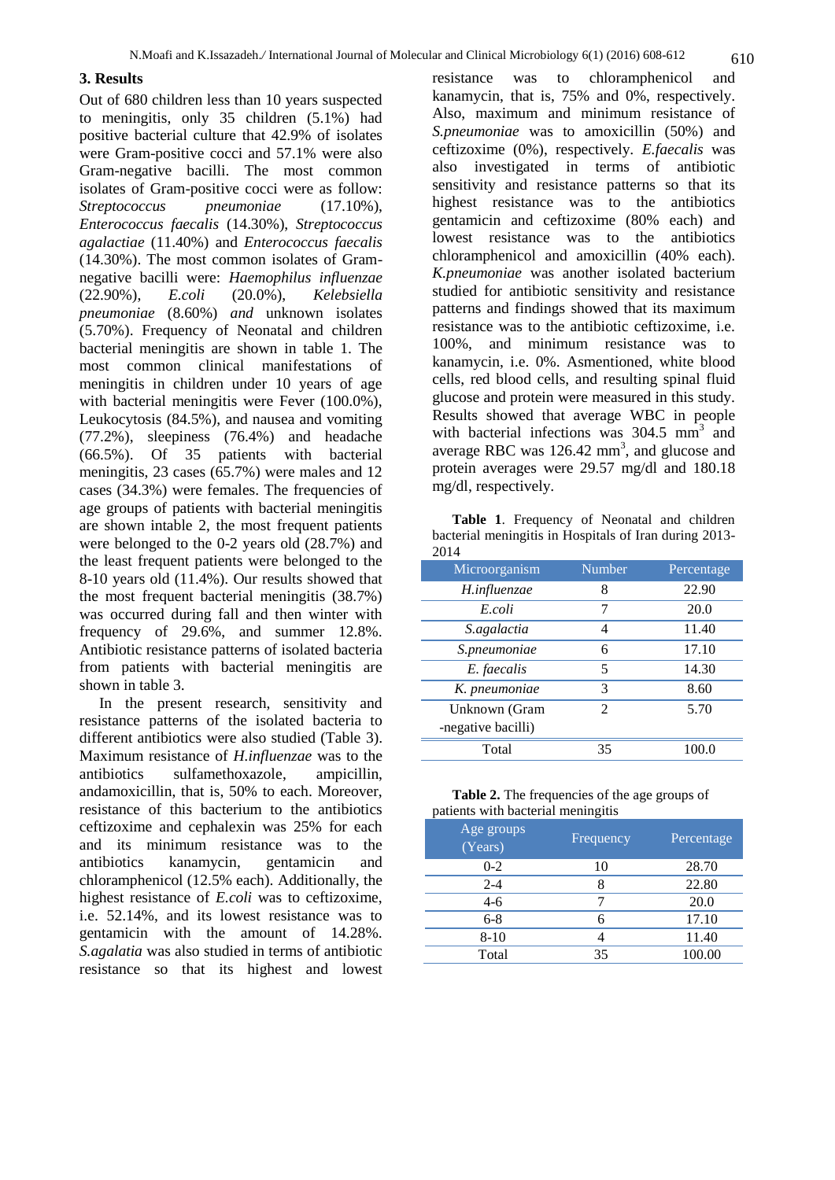## 3. Results

Out of 680 children less than 10 years suspected to meningitis, only 35 children (5.1%) had positive bacterial culture that 42.9% of isolates were Gram-positive cocci and 57.1% were also Gram-negative bacilli. The most common isolates of Gram-positive cocci were as follow: *Streptococcus pneumoniae* (17.10%), *Enterococcus faecalis* (14.30%), *Streptococcus agalactiae* (11.40%) and *Enterococcus faecalis* (14.30%). The most common isolates of Gram-negative bacilli were: *Haemophilus influenzae* (22.90%), *E.coli* (20.0%), *Kelebsiella pneumoniae* (8.60%) *and* unknown isolates (5.70%). Frequency of Neonatal and children bacterial meningitis are shown in table 1. The most common clinical manifestations of meningitis in children under 10 years of age with bacterial meningitis were Fever (100.0%), Leukocytosis (84.5%), and nausea and vomiting (77.2%), sleepiness (76.4%) and headache (66.5%). Of 35 patients with bacterial meningitis, 23 cases (65.7%) were males and 12 cases (34.3%) were females. The frequencies of age groups of patients with bacterial meningitis are shown intable 2, the most frequent patients were belonged to the 0-2 years old (28.7%) and the least frequent patients were belonged to the 8-10 years old (11.4%). Our results showed that the most frequent bacterial meningitis (38.7%) was occurred during fall and then winter with frequency of 29.6%, and summer 12.8%. Antibiotic resistance patterns of isolated bacteria from patients with bacterial meningitis are shown in table 3.

In the present research, sensitivity and resistance patterns of the isolated bacteria to different antibiotics were also studied (Table 3). Maximum resistance of *H.influenzae* was to the antibiotics sulfamethoxazole, ampicillin, andamoxicillin, that is, 50% to each. Moreover, resistance of this bacterium to the antibiotics ceftizoxime and cephalexin was 25% for each and its minimum resistance was to the antibiotics kanamycin, gentamicin and chloramphenicol (12.5% each). Additionally, the highest resistance of *E.coli* was to ceftizoxime, i.e. 52.14%, and its lowest resistance was to gentamicin with the amount of 14.28%. *S.agalatia* was also studied in terms of antibiotic resistance so that its highest and lowest resistance was to chloramphenicol and kanamycin, that is, 75% and 0%, respectively. Also, maximum and minimum resistance of *S.pneumoniae* was to amoxicillin (50%) and ceftizoxime (0%), respectively. *E.faecalis* was also investigated in terms of antibiotic sensitivity and resistance patterns so that its highest resistance was to the antibiotics gentamicin and ceftizoxime (80% each) and lowest resistance was to the antibiotics chloramphenicol and amoxicillin (40% each). *K.pneumoniae* was another isolated bacterium studied for antibiotic sensitivity and resistance patterns and findings showed that its maximum resistance was to the antibiotic ceftizoxime, i.e. 100%, and minimum resistance was to kanamycin, i.e. 0%. Asmentioned, white blood cells, red blood cells, and resulting spinal fluid glucose and protein were measured in this study. Results showed that average WBC in people with bacterial infections was 304.5 $mm^3$ and average RBC was 126.42 $mm^3$, and glucose and protein averages were 29.57 mg/dl and 180.18 mg/dl, respectively.

**Table 1**. Frequency of Neonatal and children bacterial meningitis in Hospitals of Iran during 2013-2014

| Microorganism | Number | Percentage |
|---|---|---|
| *H.influenzae* | 8 | 22.90 |
| *E.coli* | 7 | 20.0 |
| *S.agalactia* | 4 | 11.40 |
| *S.pneumoniae* | 6 | 17.10 |
| *E. faecalis* | 5 | 14.30 |
| *K. pneumoniae* | 3 | 8.60 |
| Unknown (Gram -negative bacilli) | 2 | 5.70 |
| Total | 35 | 100.0 |

**Table 2.** The frequencies of the age groups of patients with bacterial meningitis

| Age groups (Years) | Frequency | Percentage |
|---|---|---|
| 0-2 | 10 | 28.70 |
| 2-4 | 8 | 22.80 |
| 4-6 | 7 | 20.0 |
| 6-8 | 6 | 17.10 |
| 8-10 | 4 | 11.40 |
| Total | 35 | 100.00 |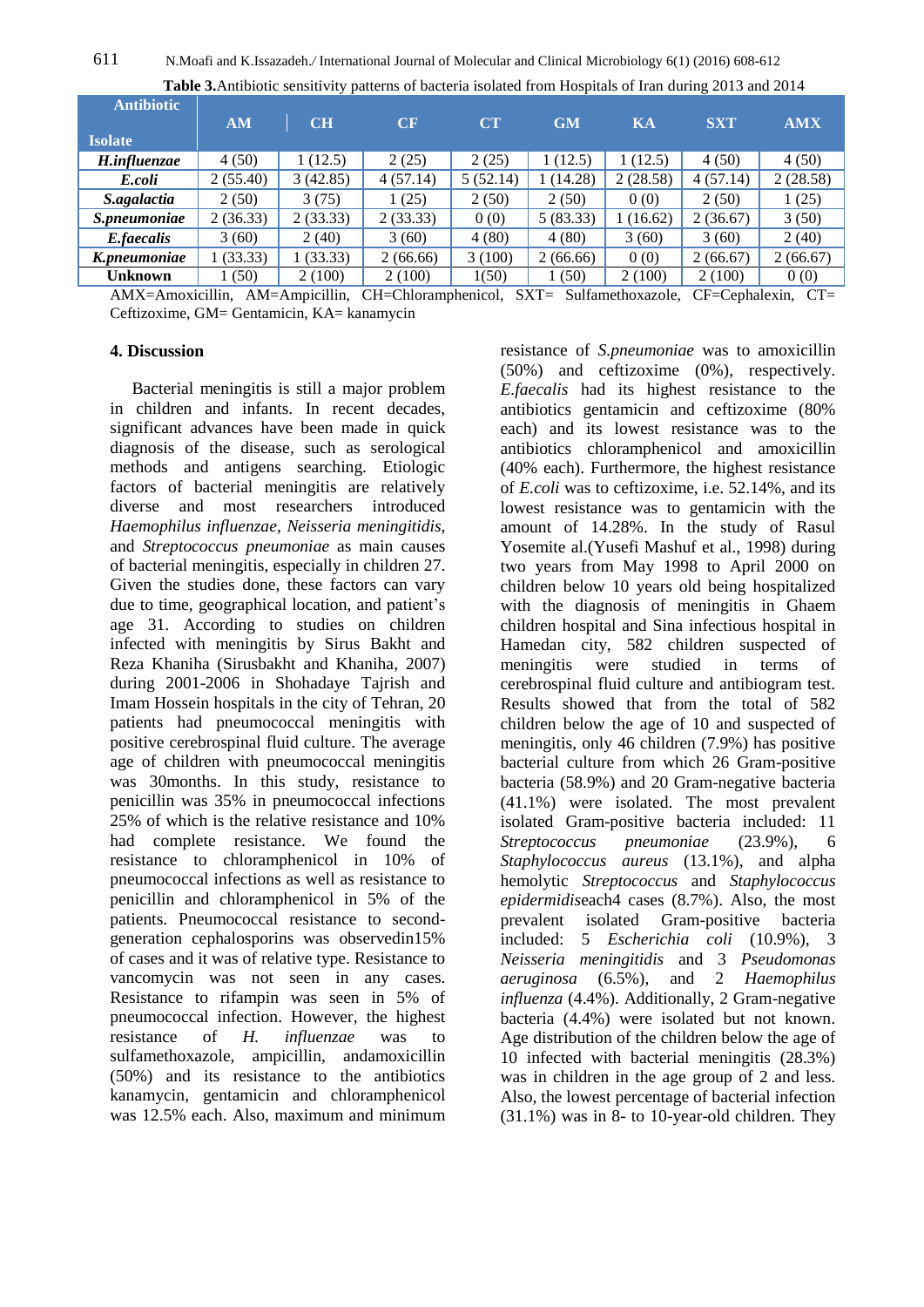**Table 3.** Antibiotic sensitivity patterns of bacteria isolated from Hospitals of Iran during 2013 and 2014

| Antibiotic / Isolate | AM | CH | CF | CT | GM | KA | SXT | AMX |
|---|---|---|---|---|---|---|---|---|
| ***H.influenzae*** | 4 (50) | 1 (12.5) | 2 (25) | 2 (25) | 1 (12.5) | 1 (12.5) | 4 (50) | 4 (50) |
| ***E.coli*** | 2 (55.40) | 3 (42.85) | 4 (57.14) | 5 (52.14) | 1 (14.28) | 2 (28.58) | 4 (57.14) | 2 (28.58) |
| ***S.agalactia*** | 2 (50) | 3 (75) | 1 (25) | 2 (50) | 2 (50) | 0 (0) | 2 (50) | 1 (25) |
| ***S.pneumoniae*** | 2 (36.33) | 2 (33.33) | 2 (33.33) | 0 (0) | 5 (83.33) | 1 (16.62) | 2 (36.67) | 3 (50) |
| ***E.faecalis*** | 3 (60) | 2 (40) | 3 (60) | 4 (80) | 4 (80) | 3 (60) | 3 (60) | 2 (40) |
| ***K.pneumoniae*** | 1 (33.33) | 1 (33.33) | 2 (66.66) | 3 (100) | 2 (66.66) | 0 (0) | 2 (66.67) | 2 (66.67) |
| **Unknown** | 1 (50) | 2 (100) | 2 (100) | 1(50) | 1 (50) | 2 (100) | 2 (100) | 0 (0) |

AMX=Amoxicillin, AM=Ampicillin, CH=Chloramphenicol, SXT= Sulfamethoxazole, CF=Cephalexin, CT= Ceftizoxime, GM= Gentamicin, KA= kanamycin

## 4. Discussion

Bacterial meningitis is still a major problem in children and infants. In recent decades, significant advances have been made in quick diagnosis of the disease, such as serological methods and antigens searching. Etiologic factors of bacterial meningitis are relatively diverse and most researchers introduced *Haemophilus influenzae*, *Neisseria meningitidis*, and *Streptococcus pneumoniae* as main causes of bacterial meningitis, especially in children 27. Given the studies done, these factors can vary due to time, geographical location, and patient's age 31. According to studies on children infected with meningitis by Sirus Bakht and Reza Khaniha (Sirusbakht and Khaniha, 2007) during 2001-2006 in Shohadaye Tajrish and Imam Hossein hospitals in the city of Tehran, 20 patients had pneumococcal meningitis with positive cerebrospinal fluid culture. The average age of children with pneumococcal meningitis was 30months. In this study, resistance to penicillin was 35% in pneumococcal infections 25% of which is the relative resistance and 10% had complete resistance. We found the resistance to chloramphenicol in 10% of pneumococcal infections as well as resistance to penicillin and chloramphenicol in 5% of the patients. Pneumococcal resistance to second-generation cephalosporins was observedin15% of cases and it was of relative type. Resistance to vancomycin was not seen in any cases. Resistance to rifampin was seen in 5% of pneumococcal infection. However, the highest resistance of *H. influenzae* was to sulfamethoxazole, ampicillin, andamoxicillin (50%) and its resistance to the antibiotics kanamycin, gentamicin and chloramphenicol was 12.5% each. Also, maximum and minimum resistance of *S.pneumoniae* was to amoxicillin (50%) and ceftizoxime (0%), respectively. *E.faecalis* had its highest resistance to the antibiotics gentamicin and ceftizoxime (80% each) and its lowest resistance was to the antibiotics chloramphenicol and amoxicillin (40% each). Furthermore, the highest resistance of *E.coli* was to ceftizoxime, i.e. 52.14%, and its lowest resistance was to gentamicin with the amount of 14.28%. In the study of Rasul Yosemite al.(Yusefi Mashuf et al., 1998) during two years from May 1998 to April 2000 on children below 10 years old being hospitalized with the diagnosis of meningitis in Ghaem children hospital and Sina infectious hospital in Hamedan city, 582 children suspected of meningitis were studied in terms of cerebrospinal fluid culture and antibiogram test. Results showed that from the total of 582 children below the age of 10 and suspected of meningitis, only 46 children (7.9%) has positive bacterial culture from which 26 Gram-positive bacteria (58.9%) and 20 Gram-negative bacteria (41.1%) were isolated. The most prevalent isolated Gram-positive bacteria included: 11 *Streptococcus pneumoniae* (23.9%), 6 *Staphylococcus aureus* (13.1%), and alpha hemolytic *Streptococcus* and *Staphylococcus epidermidis*each4 cases (8.7%). Also, the most prevalent isolated Gram-positive bacteria included: 5 *Escherichia coli* (10.9%), 3 *Neisseria meningitidis* and 3 *Pseudomonas aeruginosa* (6.5%), and 2 *Haemophilus influenza* (4.4%). Additionally, 2 Gram-negative bacteria (4.4%) were isolated but not known. Age distribution of the children below the age of 10 infected with bacterial meningitis (28.3%) was in children in the age group of 2 and less. Also, the lowest percentage of bacterial infection (31.1%) was in 8- to 10-year-old children. They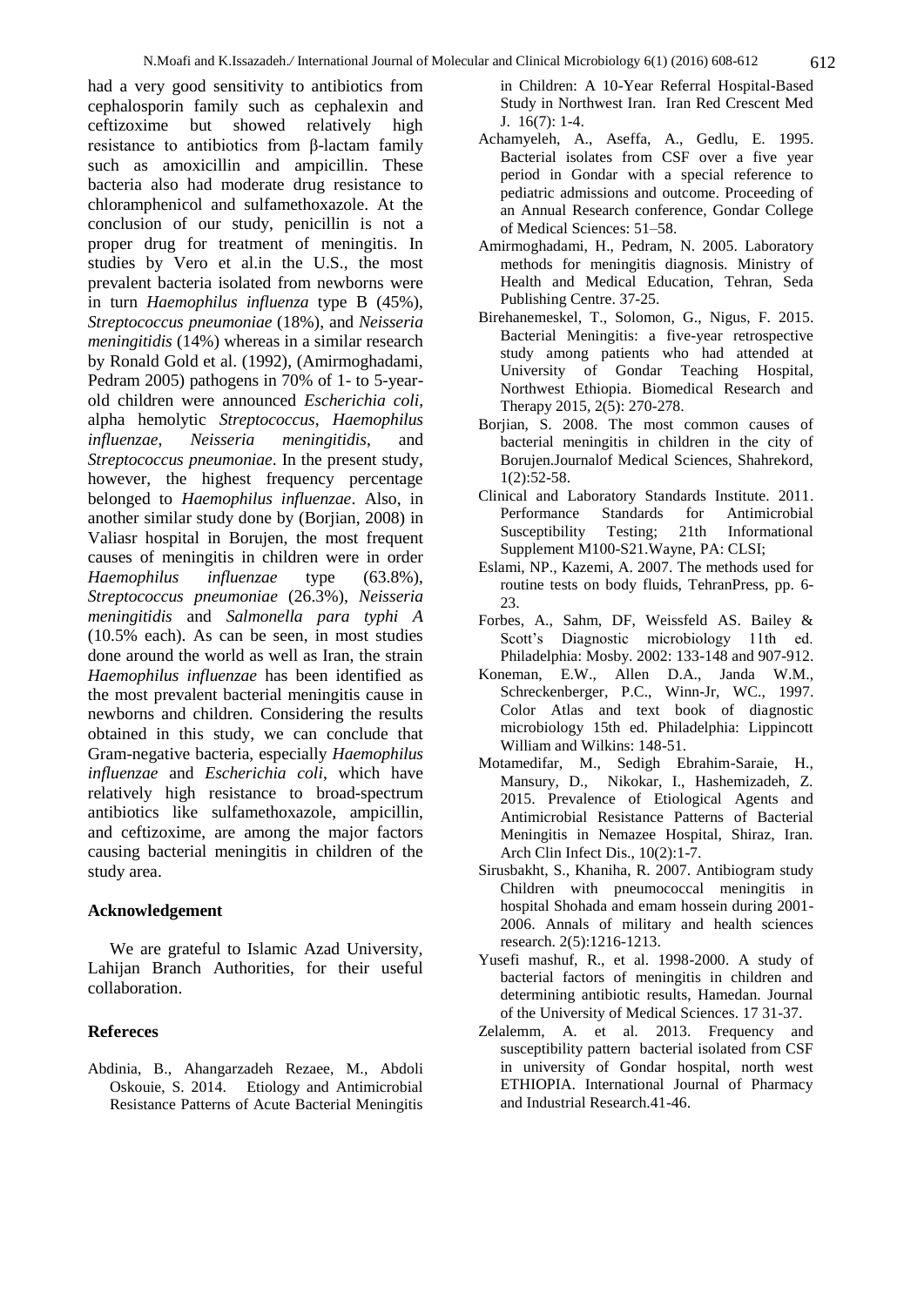had a very good sensitivity to antibiotics from cephalosporin family such as cephalexin and ceftizoxime but showed relatively high resistance to antibiotics from β-lactam family such as amoxicillin and ampicillin. These bacteria also had moderate drug resistance to chloramphenicol and sulfamethoxazole. At the conclusion of our study, penicillin is not a proper drug for treatment of meningitis. In studies by Vero et al.in the U.S., the most prevalent bacteria isolated from newborns were in turn *Haemophilus influenza* type B (45%), *Streptococcus pneumoniae* (18%), and *Neisseria meningitidis* (14%) whereas in a similar research by Ronald Gold et al. (1992), (Amirmoghadami, Pedram 2005) pathogens in 70% of 1- to 5-year-old children were announced *Escherichia coli*, alpha hemolytic *Streptococcus*, *Haemophilus influenzae*, *Neisseria meningitidis*, and *Streptococcus pneumoniae*. In the present study, however, the highest frequency percentage belonged to *Haemophilus influenzae*. Also, in another similar study done by (Borjian, 2008) in Valiasr hospital in Borujen, the most frequent causes of meningitis in children were in order *Haemophilus influenzae* type (63.8%), *Streptococcus pneumoniae* (26.3%), *Neisseria meningitidis* and *Salmonella para typhi A* (10.5% each). As can be seen, in most studies done around the world as well as Iran, the strain *Haemophilus influenzae* has been identified as the most prevalent bacterial meningitis cause in newborns and children. Considering the results obtained in this study, we can conclude that Gram-negative bacteria, especially *Haemophilus influenzae* and *Escherichia coli*, which have relatively high resistance to broad-spectrum antibiotics like sulfamethoxazole, ampicillin, and ceftizoxime, are among the major factors causing bacterial meningitis in children of the study area.

## Acknowledgement

We are grateful to Islamic Azad University, Lahijan Branch Authorities, for their useful collaboration.

## Refereces

Abdinia, B., Ahangarzadeh Rezaee, M., Abdoli Oskouie, S. 2014. Etiology and Antimicrobial Resistance Patterns of Acute Bacterial Meningitis in Children: A 10-Year Referral Hospital-Based Study in Northwest Iran. Iran Red Crescent Med J. 16(7): 1-4.

Achamyeleh, A., Aseffa, A., Gedlu, E. 1995. Bacterial isolates from CSF over a five year period in Gondar with a special reference to pediatric admissions and outcome. Proceeding of an Annual Research conference, Gondar College of Medical Sciences: 51–58.

Amirmoghadami, H., Pedram, N. 2005. Laboratory methods for meningitis diagnosis. Ministry of Health and Medical Education, Tehran, Seda Publishing Centre. 37-25.

Birehanemeskel, T., Solomon, G., Nigus, F. 2015. Bacterial Meningitis: a five-year retrospective study among patients who had attended at University of Gondar Teaching Hospital, Northwest Ethiopia. Biomedical Research and Therapy 2015, 2(5): 270-278.

Borjian, S. 2008. The most common causes of bacterial meningitis in children in the city of Borujen.Journalof Medical Sciences, Shahrekord, 1(2):52-58.

Clinical and Laboratory Standards Institute. 2011. Performance Standards for Antimicrobial Susceptibility Testing; 21th Informational Supplement M100-S21.Wayne, PA: CLSI;

Eslami, NP., Kazemi, A. 2007. The methods used for routine tests on body fluids, TehranPress, pp. 6-23.

Forbes, A., Sahm, DF, Weissfeld AS. Bailey & Scott's Diagnostic microbiology 11th ed. Philadelphia: Mosby. 2002: 133-148 and 907-912.

Koneman, E.W., Allen D.A., Janda W.M., Schreckenberger, P.C., Winn-Jr, WC., 1997. Color Atlas and text book of diagnostic microbiology 15th ed. Philadelphia: Lippincott William and Wilkins: 148-51.

Motamedifar, M., Sedigh Ebrahim-Saraie, H., Mansury, D., Nikokar, I., Hashemizadeh, Z. 2015. Prevalence of Etiological Agents and Antimicrobial Resistance Patterns of Bacterial Meningitis in Nemazee Hospital, Shiraz, Iran. Arch Clin Infect Dis., 10(2):1-7.

Sirusbakht, S., Khaniha, R. 2007. Antibiogram study Children with pneumococcal meningitis in hospital Shohada and emam hossein during 2001-2006. Annals of military and health sciences research. 2(5):1216-1213.

Yusefi mashuf, R., et al. 1998-2000. A study of bacterial factors of meningitis in children and determining antibiotic results, Hamedan. Journal of the University of Medical Sciences. 17 31-37.

Zelalemm, A. et al. 2013. Frequency and susceptibility pattern bacterial isolated from CSF in university of Gondar hospital, north west ETHIOPIA. International Journal of Pharmacy and Industrial Research.41-46.